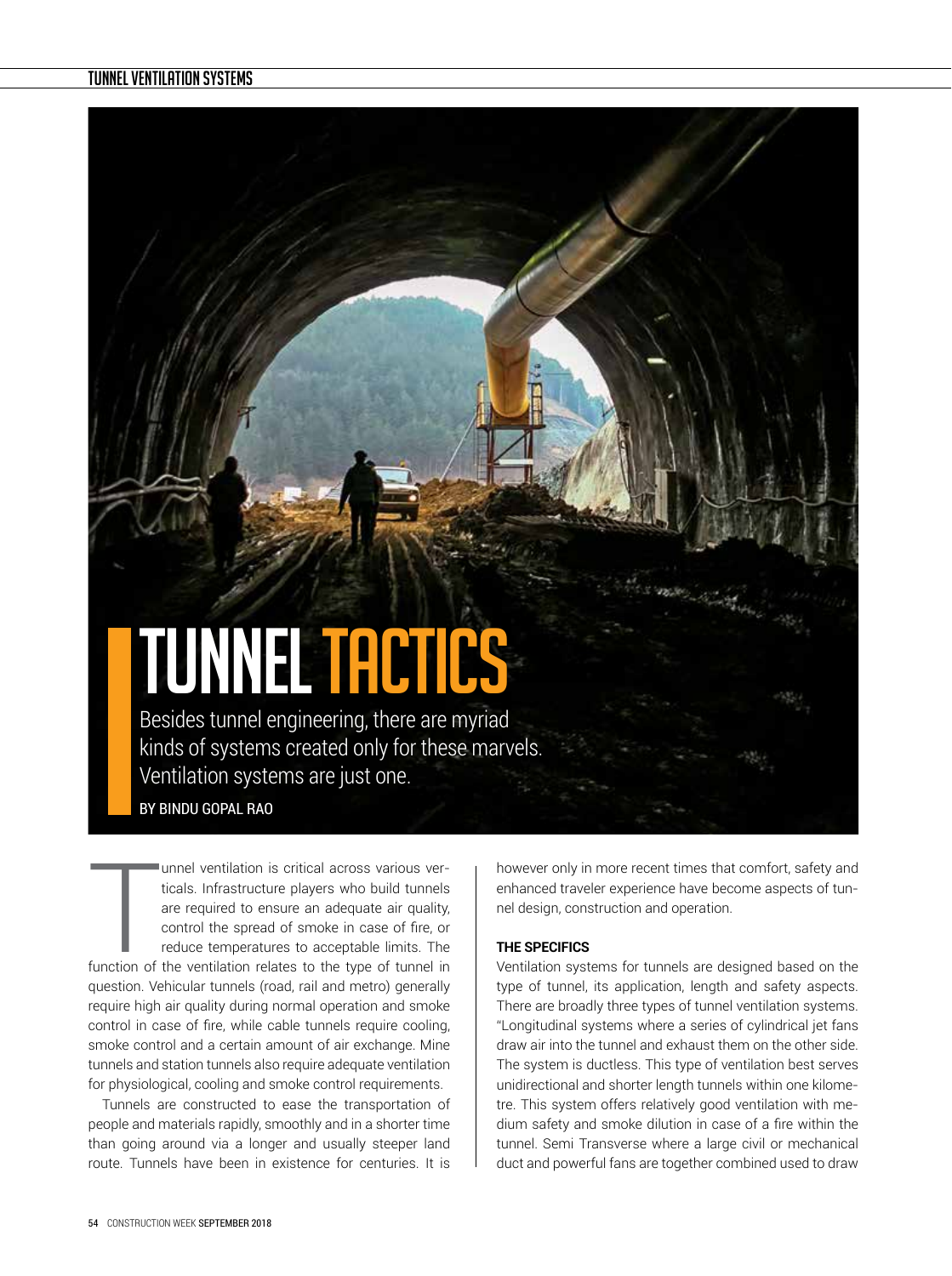# TUNNEL TACTICS

Besides tunnel engineering, there are myriad kinds of systems created only for these marvels. Ventilation systems are just one.

BY BINDU GOPAL RAO

Tunnel ventilation is critical across various verticals. Infrastructure players who build tunnels are required to ensure an adequate air quality, control the spread of smoke in case of fire, or reduce temperatures to acceptable limits. The function of the ventilation relates to the type of tunnel in question. Vehicular tunnels (road, rail and metro) generally require high air quality during normal operation and smoke control in case of fire, while cable tunnels require cooling, smoke control and a certain amount of air exchange. Mine tunnels and station tunnels also require adequate ventilation for physiological, cooling and smoke control requirements.

Tunnels are constructed to ease the transportation of people and materials rapidly, smoothly and in a shorter time than going around via a longer and usually steeper land route. Tunnels have been in existence for centuries. It is however only in more recent times that comfort, safety and enhanced traveler experience have become aspects of tunnel design, construction and operation.

### THE SPECIFICS

Ventilation systems for tunnels are designed based on the type of tunnel, its application, length and safety aspects. There are broadly three types of tunnel ventilation systems. "Longitudinal systems where a series of cylindrical jet fans draw air into the tunnel and exhaust them on the other side. The system is ductless. This type of ventilation best serves unidirectional and shorter length tunnels within one kilometre. This system offers relatively good ventilation with medium safety and smoke dilution in case of a fire within the tunnel. Semi Transverse where a large civil or mechanical duct and powerful fans are together combined used to draw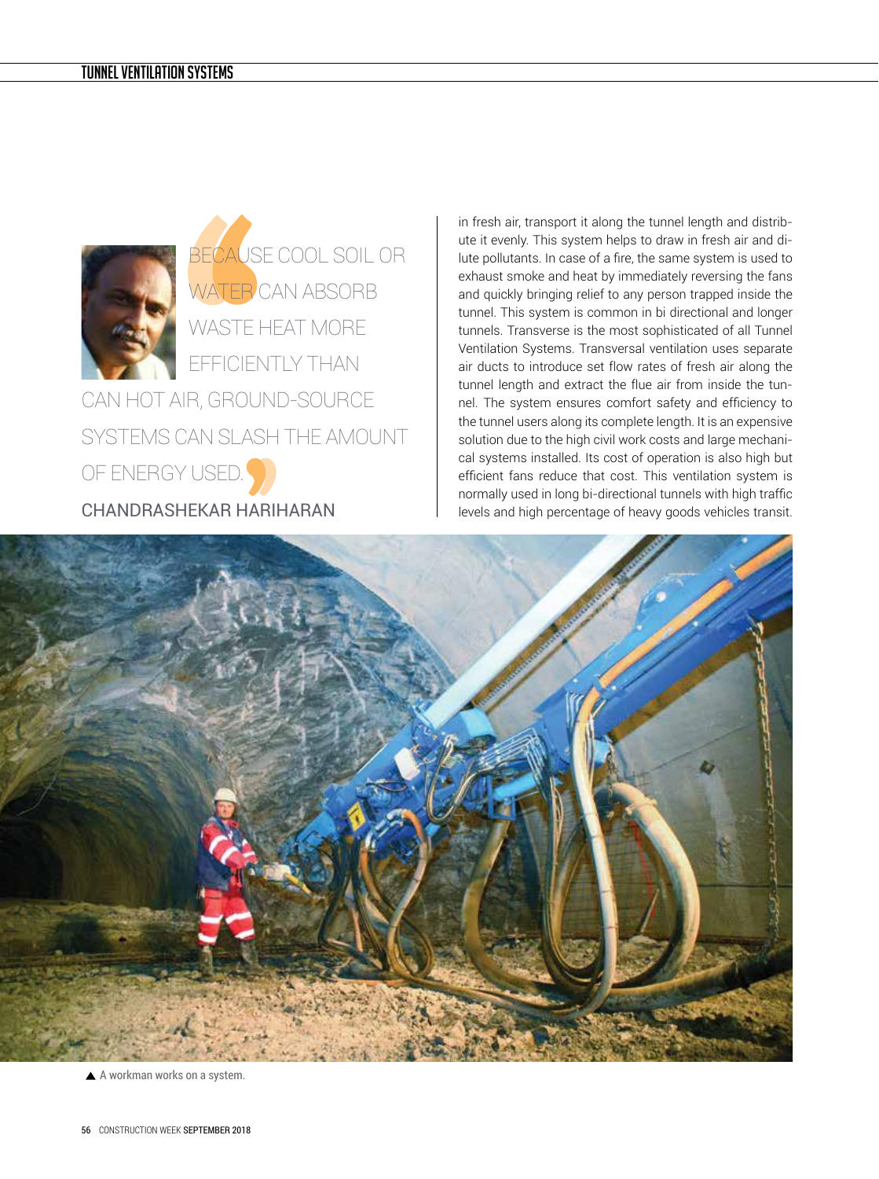> "BECAUSE COOL SOIL OR WATER CAN ABSORB WASTE HEAT MORE EFFICIENTLY THAN CAN HOT AIR, GROUND-SOURCE SYSTEMS CAN SLASH THE AMOUNT OF ENERGY USED."
>
> CHANDRASHEKAR HARIHARAN

in fresh air, transport it along the tunnel length and distribute it evenly. This system helps to draw in fresh air and dilute pollutants. In case of a fire, the same system is used to exhaust smoke and heat by immediately reversing the fans and quickly bringing relief to any person trapped inside the tunnel. This system is common in bi directional and longer tunnels. Transverse is the most sophisticated of all Tunnel Ventilation Systems. Transversal ventilation uses separate air ducts to introduce set flow rates of fresh air along the tunnel length and extract the flue air from inside the tunnel. The system ensures comfort safety and efficiency to the tunnel users along its complete length. It is an expensive solution due to the high civil work costs and large mechanical systems installed. Its cost of operation is also high but efficient fans reduce that cost. This ventilation system is normally used in long bi-directional tunnels with high traffic levels and high percentage of heavy goods vehicles transit.

▲ A workman works on a system.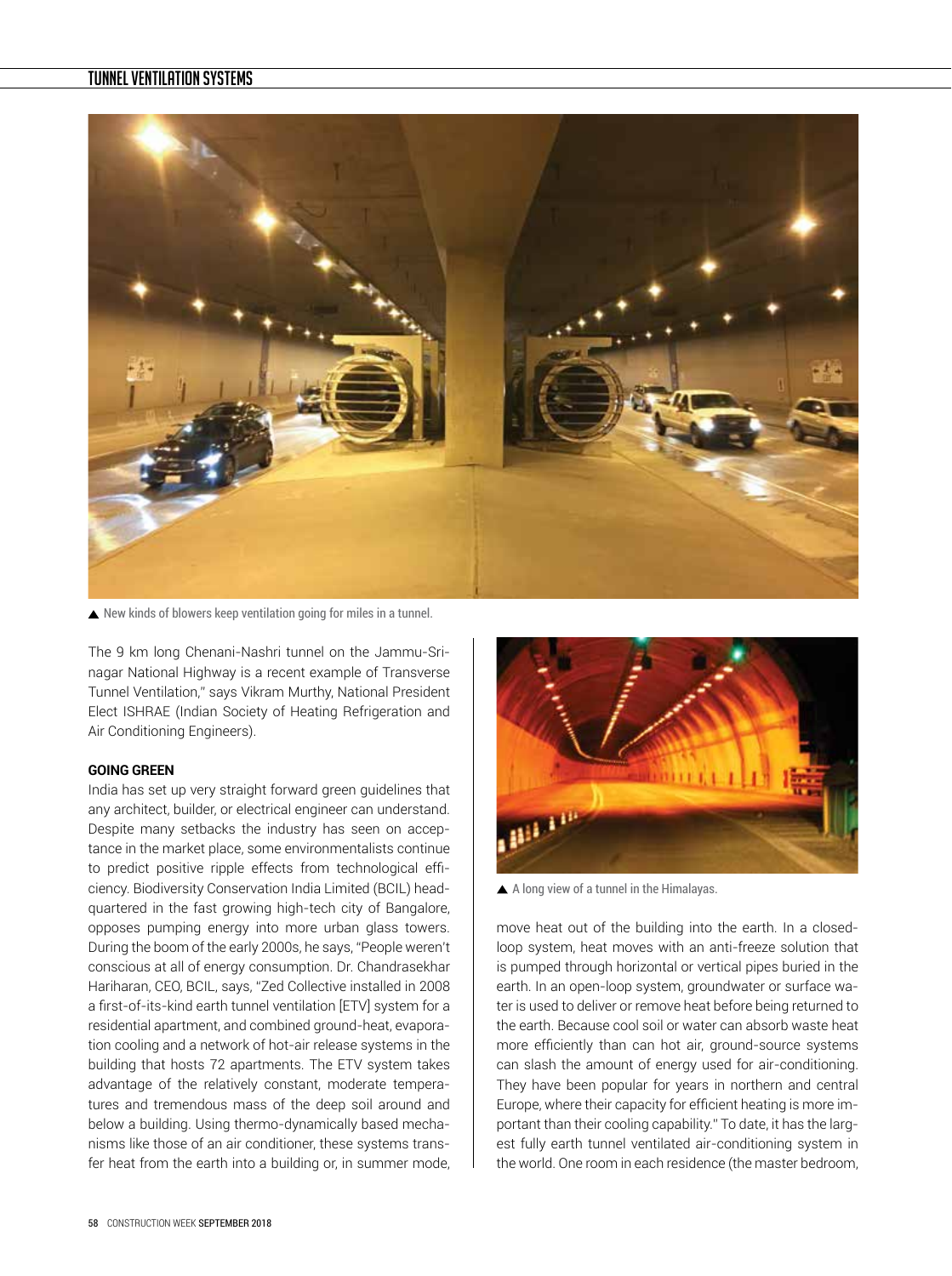▲ New kinds of blowers keep ventilation going for miles in a tunnel.

The 9 km long Chenani-Nashri tunnel on the Jammu-Srinagar National Highway is a recent example of Transverse Tunnel Ventilation," says Vikram Murthy, National President Elect ISHRAE (Indian Society of Heating Refrigeration and Air Conditioning Engineers).

**GOING GREEN**

India has set up very straight forward green guidelines that any architect, builder, or electrical engineer can understand. Despite many setbacks the industry has seen on acceptance in the market place, some environmentalists continue to predict positive ripple effects from technological efficiency. Biodiversity Conservation India Limited (BCIL) headquartered in the fast growing high-tech city of Bangalore, opposes pumping energy into more urban glass towers. During the boom of the early 2000s, he says, "People weren't conscious at all of energy consumption. Dr. Chandrasekhar Hariharan, CEO, BCIL, says, "Zed Collective installed in 2008 a first-of-its-kind earth tunnel ventilation [ETV] system for a residential apartment, and combined ground-heat, evaporation cooling and a network of hot-air release systems in the building that hosts 72 apartments. The ETV system takes advantage of the relatively constant, moderate temperatures and tremendous mass of the deep soil around and below a building. Using thermo-dynamically based mechanisms like those of an air conditioner, these systems transfer heat from the earth into a building or, in summer mode, move heat out of the building into the earth. In a closed-loop system, heat moves with an anti-freeze solution that is pumped through horizontal or vertical pipes buried in the earth. In an open-loop system, groundwater or surface water is used to deliver or remove heat before being returned to the earth. Because cool soil or water can absorb waste heat more efficiently than can hot air, ground-source systems can slash the amount of energy used for air-conditioning. They have been popular for years in northern and central Europe, where their capacity for efficient heating is more important than their cooling capability." To date, it has the largest fully earth tunnel ventilated air-conditioning system in the world. One room in each residence (the master bedroom,

▲ A long view of a tunnel in the Himalayas.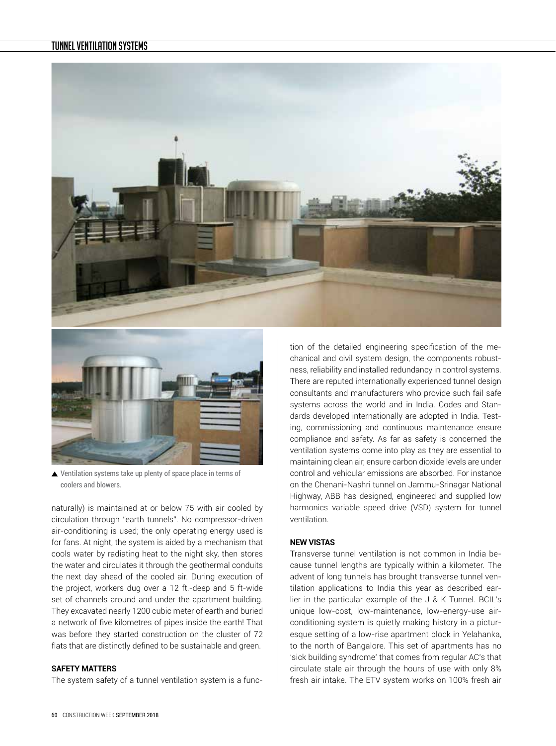▲ Ventilation systems take up plenty of space place in terms of coolers and blowers.

naturally) is maintained at or below 75 with air cooled by circulation through "earth tunnels". No compressor-driven air-conditioning is used; the only operating energy used is for fans. At night, the system is aided by a mechanism that cools water by radiating heat to the night sky, then stores the water and circulates it through the geothermal conduits the next day ahead of the cooled air. During execution of the project, workers dug over a 12 ft.-deep and 5 ft-wide set of channels around and under the apartment building. They excavated nearly 1200 cubic meter of earth and buried a network of five kilometres of pipes inside the earth! That was before they started construction on the cluster of 72 flats that are distinctly defined to be sustainable and green.

**SAFETY MATTERS**

The system safety of a tunnel ventilation system is a function of the detailed engineering specification of the mechanical and civil system design, the components robustness, reliability and installed redundancy in control systems. There are reputed internationally experienced tunnel design consultants and manufacturers who provide such fail safe systems across the world and in India. Codes and Standards developed internationally are adopted in India. Testing, commissioning and continuous maintenance ensure compliance and safety. As far as safety is concerned the ventilation systems come into play as they are essential to maintaining clean air, ensure carbon dioxide levels are under control and vehicular emissions are absorbed. For instance on the Chenani-Nashri tunnel on Jammu-Srinagar National Highway, ABB has designed, engineered and supplied low harmonics variable speed drive (VSD) system for tunnel ventilation.

**NEW VISTAS**

Transverse tunnel ventilation is not common in India because tunnel lengths are typically within a kilometer. The advent of long tunnels has brought transverse tunnel ventilation applications to India this year as described earlier in the particular example of the J & K Tunnel. BCIL's unique low-cost, low-maintenance, low-energy-use air-conditioning system is quietly making history in a picturesque setting of a low-rise apartment block in Yelahanka, to the north of Bangalore. This set of apartments has no 'sick building syndrome' that comes from regular AC's that circulate stale air through the hours of use with only 8% fresh air intake. The ETV system works on 100% fresh air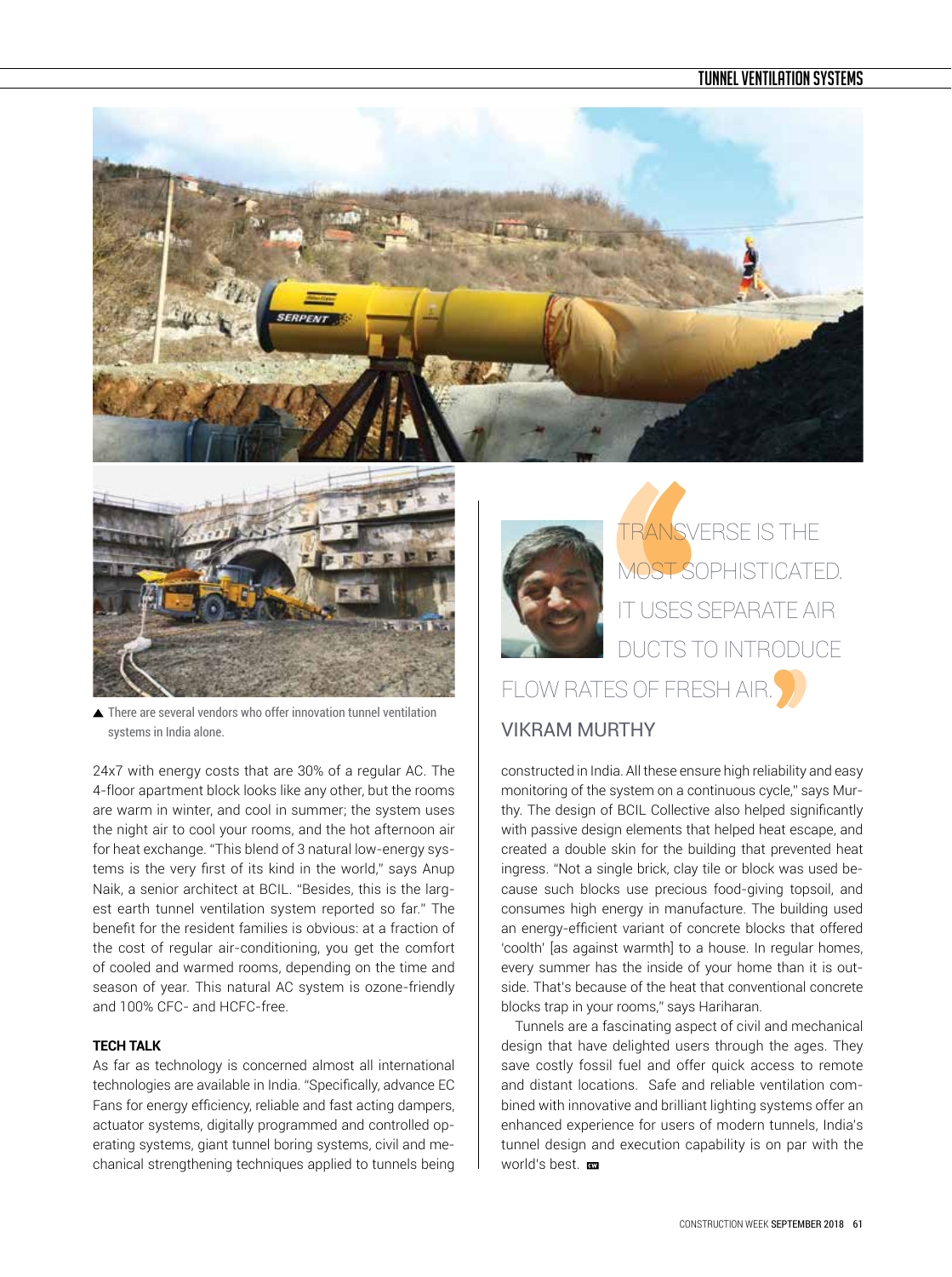▲ There are several vendors who offer innovation tunnel ventilation systems in India alone.

24x7 with energy costs that are 30% of a regular AC. The 4-floor apartment block looks like any other, but the rooms are warm in winter, and cool in summer; the system uses the night air to cool your rooms, and the hot afternoon air for heat exchange. "This blend of 3 natural low-energy systems is the very first of its kind in the world," says Anup Naik, a senior architect at BCIL. "Besides, this is the largest earth tunnel ventilation system reported so far." The benefit for the resident families is obvious: at a fraction of the cost of regular air-conditioning, you get the comfort of cooled and warmed rooms, depending on the time and season of year. This natural AC system is ozone-friendly and 100% CFC- and HCFC-free.

**TECH TALK**

As far as technology is concerned almost all international technologies are available in India. "Specifically, advance EC Fans for energy efficiency, reliable and fast acting dampers, actuator systems, digitally programmed and controlled operating systems, giant tunnel boring systems, civil and mechanical strengthening techniques applied to tunnels being constructed in India. All these ensure high reliability and easy monitoring of the system on a continuous cycle," says Murthy. The design of BCIL Collective also helped significantly with passive design elements that helped heat escape, and created a double skin for the building that prevented heat ingress. "Not a single brick, clay tile or block was used because such blocks use precious food-giving topsoil, and consumes high energy in manufacture. The building used an energy-efficient variant of concrete blocks that offered 'coolth' [as against warmth] to a house. In regular homes, every summer has the inside of your home than it is outside. That's because of the heat that conventional concrete blocks trap in your rooms," says Hariharan.

> "TRANSVERSE IS THE MOST SOPHISTICATED. IT USES SEPARATE AIR DUCTS TO INTRODUCE FLOW RATES OF FRESH AIR."
>
> VIKRAM MURTHY

Tunnels are a fascinating aspect of civil and mechanical design that have delighted users through the ages. They save costly fossil fuel and offer quick access to remote and distant locations. Safe and reliable ventilation combined with innovative and brilliant lighting systems offer an enhanced experience for users of modern tunnels, India's tunnel design and execution capability is on par with the world's best.